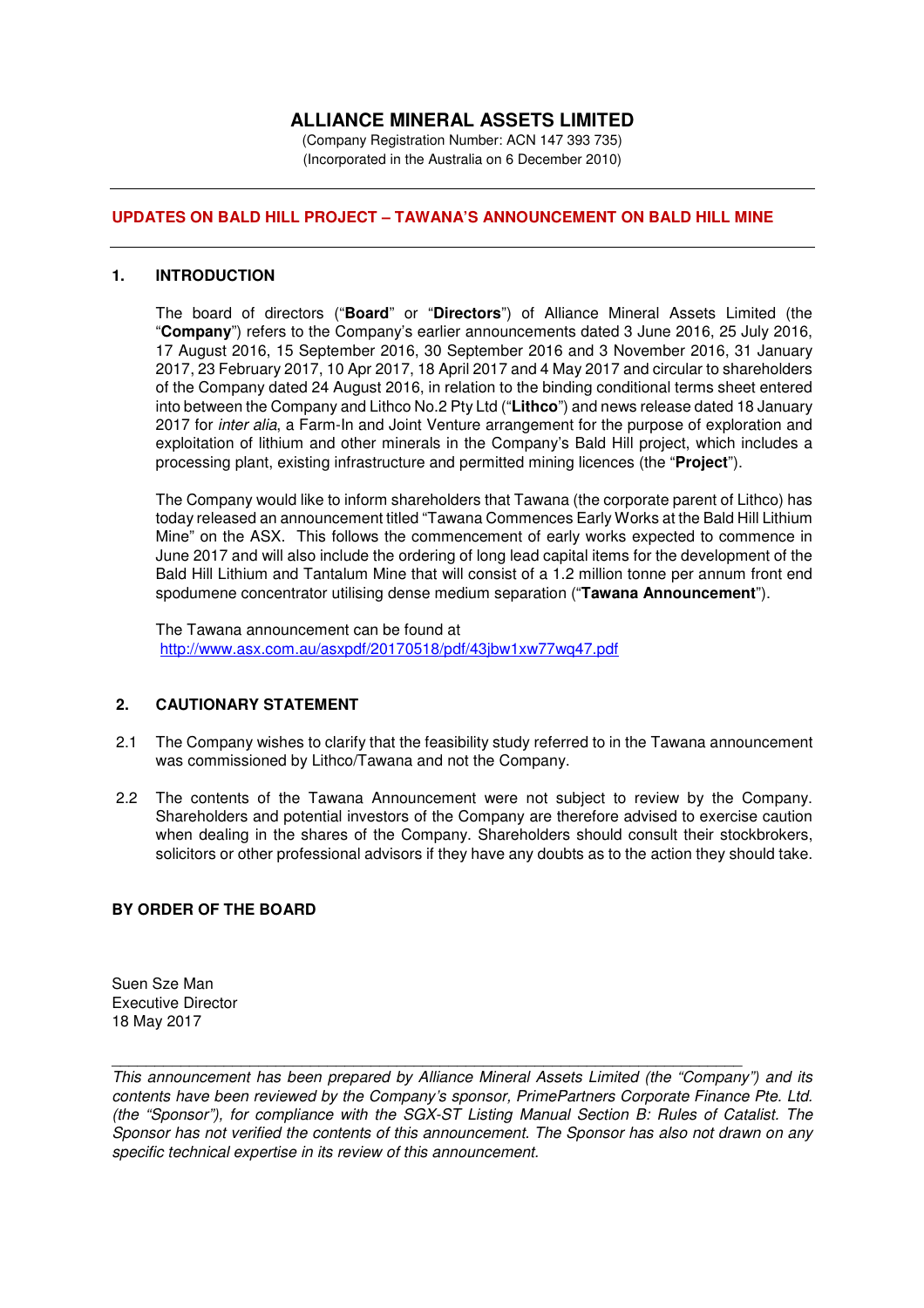# ALLIANCE MINERAL ASSETS LIMITED

(Company Registration Number: ACN 147 393 735)
(Incorporated in the Australia on 6 December 2010)

---

**UPDATES ON BALD HILL PROJECT – TAWANA'S ANNOUNCEMENT ON BALD HILL MINE**

---

## 1. INTRODUCTION

The board of directors ("**Board**" or "**Directors**") of Alliance Mineral Assets Limited (the "**Company**") refers to the Company's earlier announcements dated 3 June 2016, 25 July 2016, 17 August 2016, 15 September 2016, 30 September 2016 and 3 November 2016, 31 January 2017, 23 February 2017, 10 Apr 2017, 18 April 2017 and 4 May 2017 and circular to shareholders of the Company dated 24 August 2016, in relation to the binding conditional terms sheet entered into between the Company and Lithco No.2 Pty Ltd ("**Lithco**") and news release dated 18 January 2017 for *inter alia*, a Farm-In and Joint Venture arrangement for the purpose of exploration and exploitation of lithium and other minerals in the Company's Bald Hill project, which includes a processing plant, existing infrastructure and permitted mining licences (the "**Project**").

The Company would like to inform shareholders that Tawana (the corporate parent of Lithco) has today released an announcement titled "Tawana Commences Early Works at the Bald Hill Lithium Mine" on the ASX. This follows the commencement of early works expected to commence in June 2017 and will also include the ordering of long lead capital items for the development of the Bald Hill Lithium and Tantalum Mine that will consist of a 1.2 million tonne per annum front end spodumene concentrator utilising dense medium separation ("**Tawana Announcement**").

The Tawana announcement can be found at
http://www.asx.com.au/asxpdf/20170518/pdf/43jbw1xw77wq47.pdf

## 2. CAUTIONARY STATEMENT

2.1 The Company wishes to clarify that the feasibility study referred to in the Tawana announcement was commissioned by Lithco/Tawana and not the Company.

2.2 The contents of the Tawana Announcement were not subject to review by the Company. Shareholders and potential investors of the Company are therefore advised to exercise caution when dealing in the shares of the Company. Shareholders should consult their stockbrokers, solicitors or other professional advisors if they have any doubts as to the action they should take.

**BY ORDER OF THE BOARD**

Suen Sze Man
Executive Director
18 May 2017

---

*This announcement has been prepared by Alliance Mineral Assets Limited (the "Company") and its contents have been reviewed by the Company's sponsor, PrimePartners Corporate Finance Pte. Ltd. (the "Sponsor"), for compliance with the SGX-ST Listing Manual Section B: Rules of Catalist. The Sponsor has not verified the contents of this announcement. The Sponsor has also not drawn on any specific technical expertise in its review of this announcement.*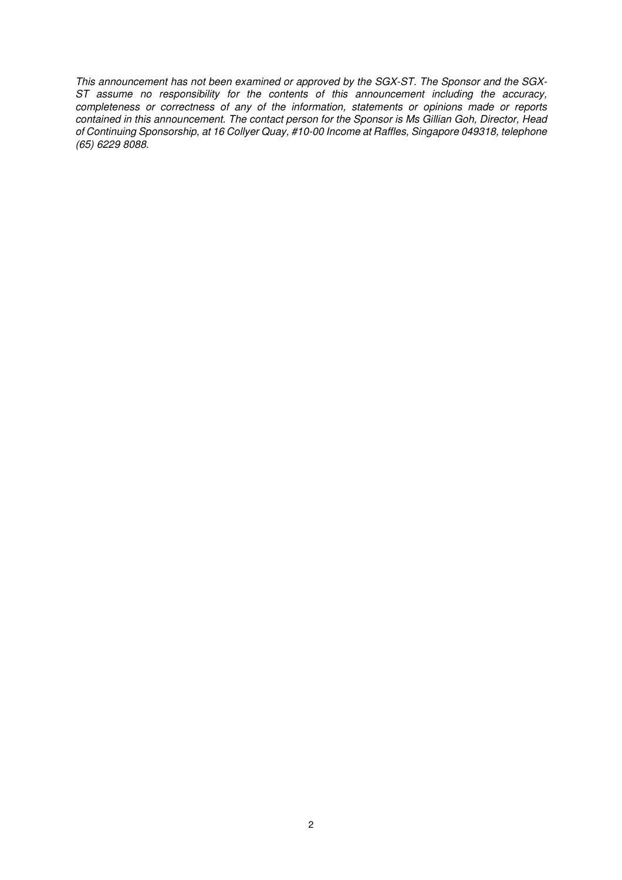*This announcement has not been examined or approved by the SGX-ST. The Sponsor and the SGX-ST assume no responsibility for the contents of this announcement including the accuracy, completeness or correctness of any of the information, statements or opinions made or reports contained in this announcement. The contact person for the Sponsor is Ms Gillian Goh, Director, Head of Continuing Sponsorship, at 16 Collyer Quay, #10-00 Income at Raffles, Singapore 049318, telephone (65) 6229 8088.*